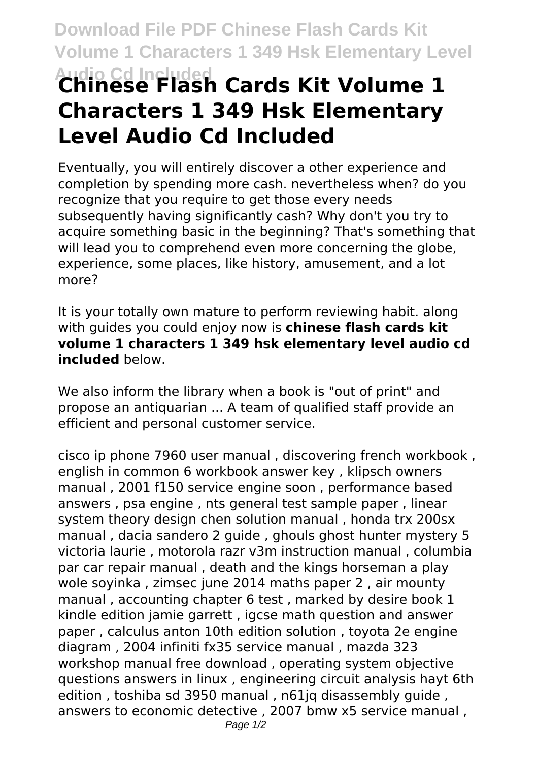# Chinese Flash Cards Kit Volume 1 Characters 1 349 Hsk Elementary Level Audio Cd Included

Eventually, you will entirely discover a other experience and completion by spending more cash. nevertheless when? do you recognize that you require to get those every needs subsequently having significantly cash? Why don't you try to acquire something basic in the beginning? That's something that will lead you to comprehend even more concerning the globe, experience, some places, like history, amusement, and a lot more?

It is your totally own mature to perform reviewing habit. along with guides you could enjoy now is **chinese flash cards kit volume 1 characters 1 349 hsk elementary level audio cd included** below.

We also inform the library when a book is "out of print" and propose an antiquarian ... A team of qualified staff provide an efficient and personal customer service.

cisco ip phone 7960 user manual , discovering french workbook , english in common 6 workbook answer key , klipsch owners manual , 2001 f150 service engine soon , performance based answers , psa engine , nts general test sample paper , linear system theory design chen solution manual , honda trx 200sx manual , dacia sandero 2 guide , ghouls ghost hunter mystery 5 victoria laurie , motorola razr v3m instruction manual , columbia par car repair manual , death and the kings horseman a play wole soyinka , zimsec june 2014 maths paper 2 , air mounty manual , accounting chapter 6 test , marked by desire book 1 kindle edition jamie garrett , igcse math question and answer paper , calculus anton 10th edition solution , toyota 2e engine diagram , 2004 infiniti fx35 service manual , mazda 323 workshop manual free download , operating system objective questions answers in linux , engineering circuit analysis hayt 6th edition , toshiba sd 3950 manual , n61jq disassembly guide , answers to economic detective , 2007 bmw x5 service manual ,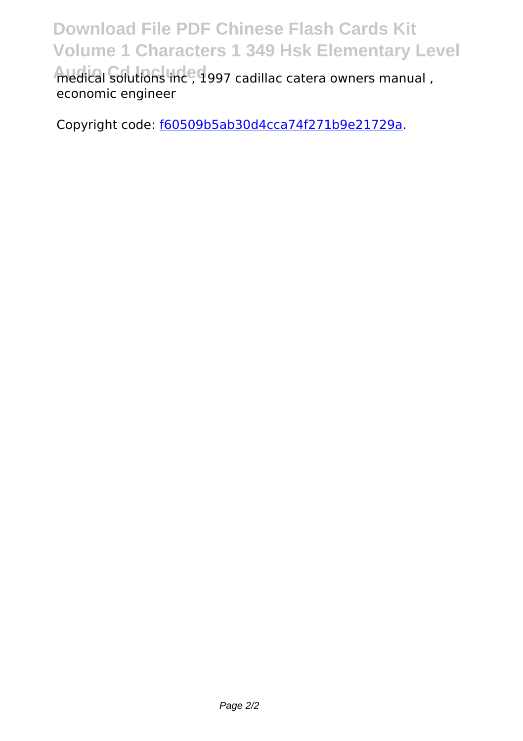medical solutions inc , 1997 cadillac catera owners manual , economic engineer

Copyright code: [f60509b5ab30d4cca74f271b9e21729a](f60509b5ab30d4cca74f271b9e21729a).